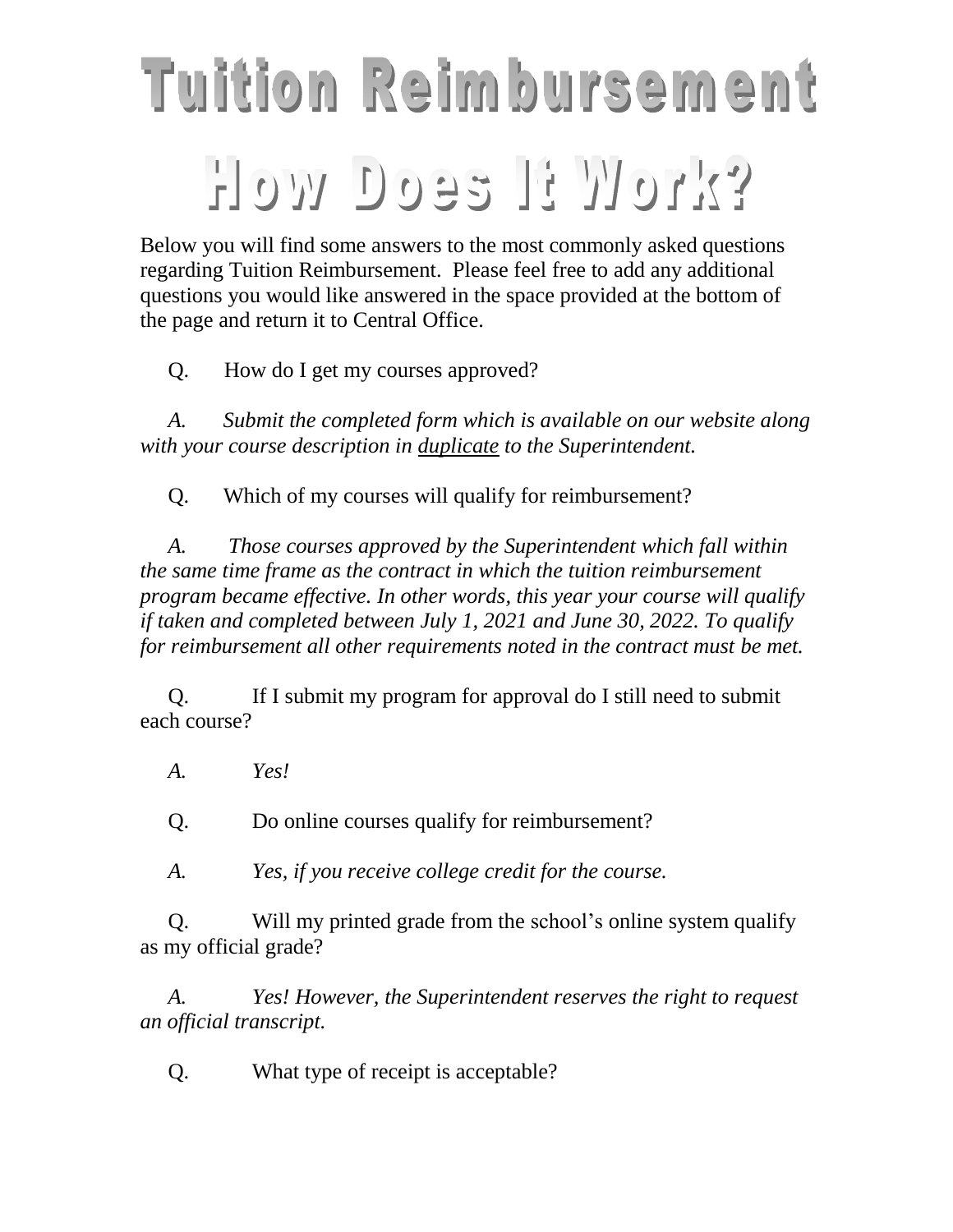# Tuition Reimbursement

## How Does It Work?

Below you will find some answers to the most commonly asked questions regarding Tuition Reimbursement. Please feel free to add any additional questions you would like answered in the space provided at the bottom of the page and return it to Central Office.

Q. How do I get my courses approved?

*A. Submit the completed form which is available on our website along with your course description in <u>duplicate</u> to the Superintendent.*

Q. Which of my courses will qualify for reimbursement?

*A. Those courses approved by the Superintendent which fall within the same time frame as the contract in which the tuition reimbursement program became effective. In other words, this year your course will qualify if taken and completed between July 1, 2021 and June 30, 2022. To qualify for reimbursement all other requirements noted in the contract must be met.*

Q. If I submit my program for approval do I still need to submit each course?

*A. Yes!*

Q. Do online courses qualify for reimbursement?

*A. Yes, if you receive college credit for the course.*

Q. Will my printed grade from the school's online system qualify as my official grade?

*A. Yes! However, the Superintendent reserves the right to request an official transcript.*

Q. What type of receipt is acceptable?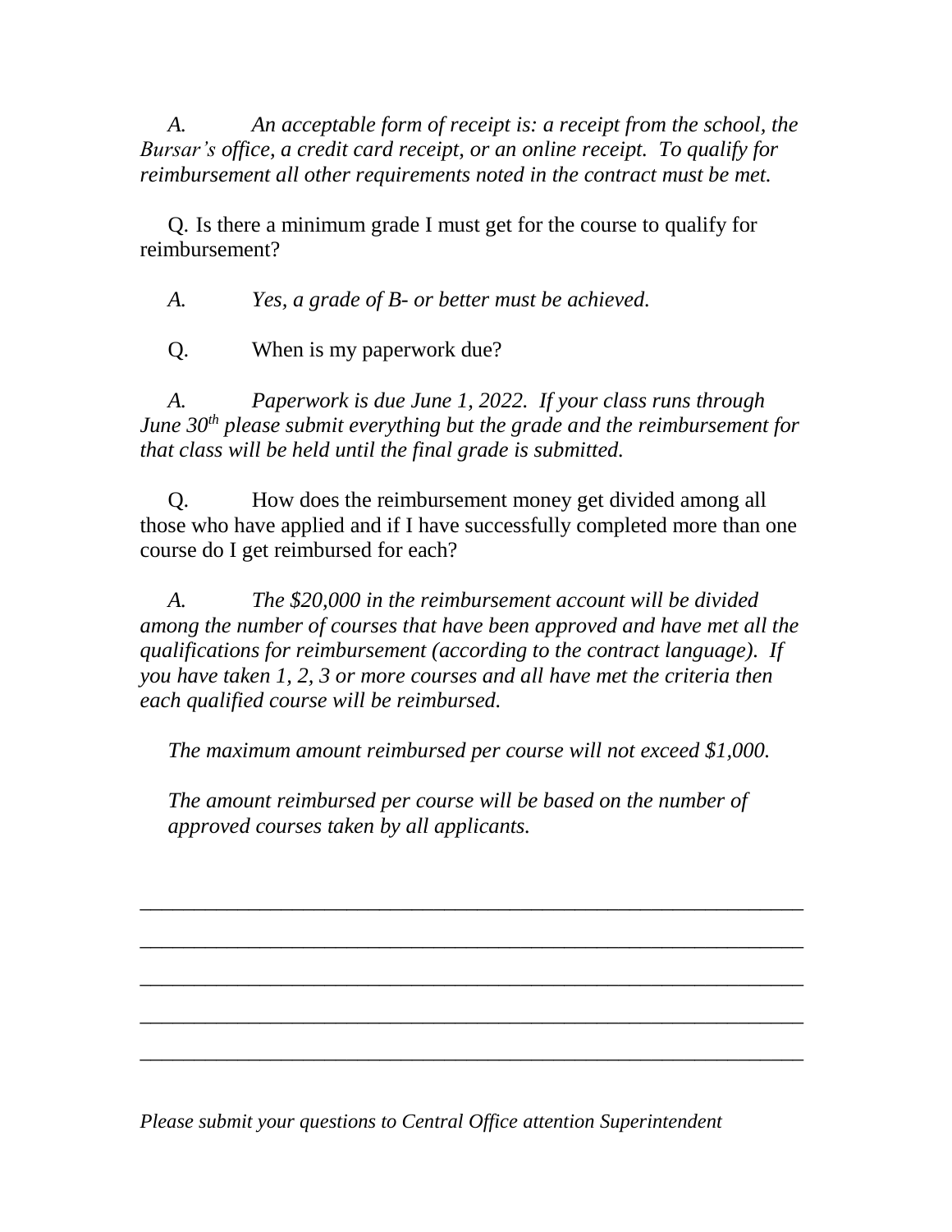*A. An acceptable form of receipt is: a receipt from the school, the Bursar's office, a credit card receipt, or an online receipt. To qualify for reimbursement all other requirements noted in the contract must be met.*

Q. Is there a minimum grade I must get for the course to qualify for reimbursement?

*A. Yes, a grade of B- or better must be achieved.*

Q. When is my paperwork due?

*A. Paperwork is due June 1, 2022. If your class runs through June 30th please submit everything but the grade and the reimbursement for that class will be held until the final grade is submitted.*

Q. How does the reimbursement money get divided among all those who have applied and if I have successfully completed more than one course do I get reimbursed for each?

*A. The $20,000 in the reimbursement account will be divided among the number of courses that have been approved and have met all the qualifications for reimbursement (according to the contract language). If you have taken 1, 2, 3 or more courses and all have met the criteria then each qualified course will be reimbursed.*

*The maximum amount reimbursed per course will not exceed $1,000.*

*The amount reimbursed per course will be based on the number of approved courses taken by all applicants.*

_______________________________________________________________

_______________________________________________________________

_______________________________________________________________

_______________________________________________________________

_______________________________________________________________

*Please submit your questions to Central Office attention Superintendent*